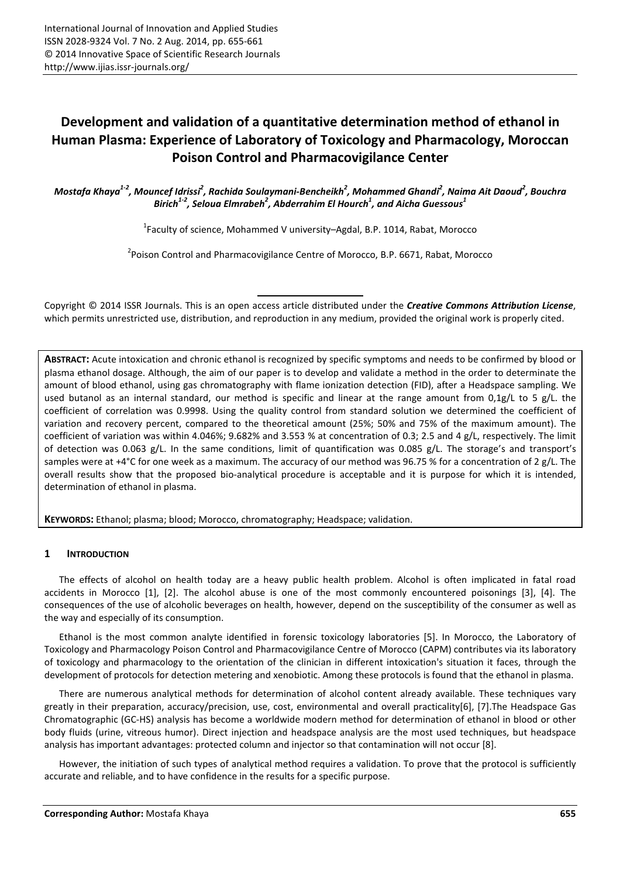# Development and validation of a quantitative determination method of ethanol in Human Plasma: Experience of Laboratory of Toxicology and Pharmacology, Moroccan Poison Control and Pharmacovigilance Center

***Mostafa Khaya[1-2], Mouncef Idrissi[2], Rachida Soulaymani-Bencheikh[2], Mohammed Ghandi[2], Naima Ait Daoud[2], Bouchra Birich[1-2], Seloua Elmrabeh[2], Abderrahim El Hourch[1], and Aicha Guessous[1]***

[1]Faculty of science, Mohammed V university–Agdal, B.P. 1014, Rabat, Morocco

[2]Poison Control and Pharmacovigilance Centre of Morocco, B.P. 6671, Rabat, Morocco

Copyright © 2014 ISSR Journals. This is an open access article distributed under the ***Creative Commons Attribution License***, which permits unrestricted use, distribution, and reproduction in any medium, provided the original work is properly cited.

**ABSTRACT:** Acute intoxication and chronic ethanol is recognized by specific symptoms and needs to be confirmed by blood or plasma ethanol dosage. Although, the aim of our paper is to develop and validate a method in the order to determinate the amount of blood ethanol, using gas chromatography with flame ionization detection (FID), after a Headspace sampling. We used butanol as an internal standard, our method is specific and linear at the range amount from 0,1g/L to 5 g/L. the coefficient of correlation was 0.9998. Using the quality control from standard solution we determined the coefficient of variation and recovery percent, compared to the theoretical amount (25%; 50% and 75% of the maximum amount). The coefficient of variation was within 4.046%; 9.682% and 3.553 % at concentration of 0.3; 2.5 and 4 g/L, respectively. The limit of detection was 0.063 g/L. In the same conditions, limit of quantification was 0.085 g/L. The storage's and transport's samples were at +4°C for one week as a maximum. The accuracy of our method was 96.75 % for a concentration of 2 g/L. The overall results show that the proposed bio-analytical procedure is acceptable and it is purpose for which it is intended, determination of ethanol in plasma.

**KEYWORDS:** Ethanol; plasma; blood; Morocco, chromatography; Headspace; validation.

## 1 INTRODUCTION

The effects of alcohol on health today are a heavy public health problem. Alcohol is often implicated in fatal road accidents in Morocco [1], [2]. The alcohol abuse is one of the most commonly encountered poisonings [3], [4]. The consequences of the use of alcoholic beverages on health, however, depend on the susceptibility of the consumer as well as the way and especially of its consumption.

Ethanol is the most common analyte identified in forensic toxicology laboratories [5]. In Morocco, the Laboratory of Toxicology and Pharmacology Poison Control and Pharmacovigilance Centre of Morocco (CAPM) contributes via its laboratory of toxicology and pharmacology to the orientation of the clinician in different intoxication's situation it faces, through the development of protocols for detection metering and xenobiotic. Among these protocols is found that the ethanol in plasma.

There are numerous analytical methods for determination of alcohol content already available. These techniques vary greatly in their preparation, accuracy/precision, use, cost, environmental and overall practicality[6], [7].The Headspace Gas Chromatographic (GC-HS) analysis has become a worldwide modern method for determination of ethanol in blood or other body fluids (urine, vitreous humor). Direct injection and headspace analysis are the most used techniques, but headspace analysis has important advantages: protected column and injector so that contamination will not occur [8].

However, the initiation of such types of analytical method requires a validation. To prove that the protocol is sufficiently accurate and reliable, and to have confidence in the results for a specific purpose.

**Corresponding Author:** Mostafa Khaya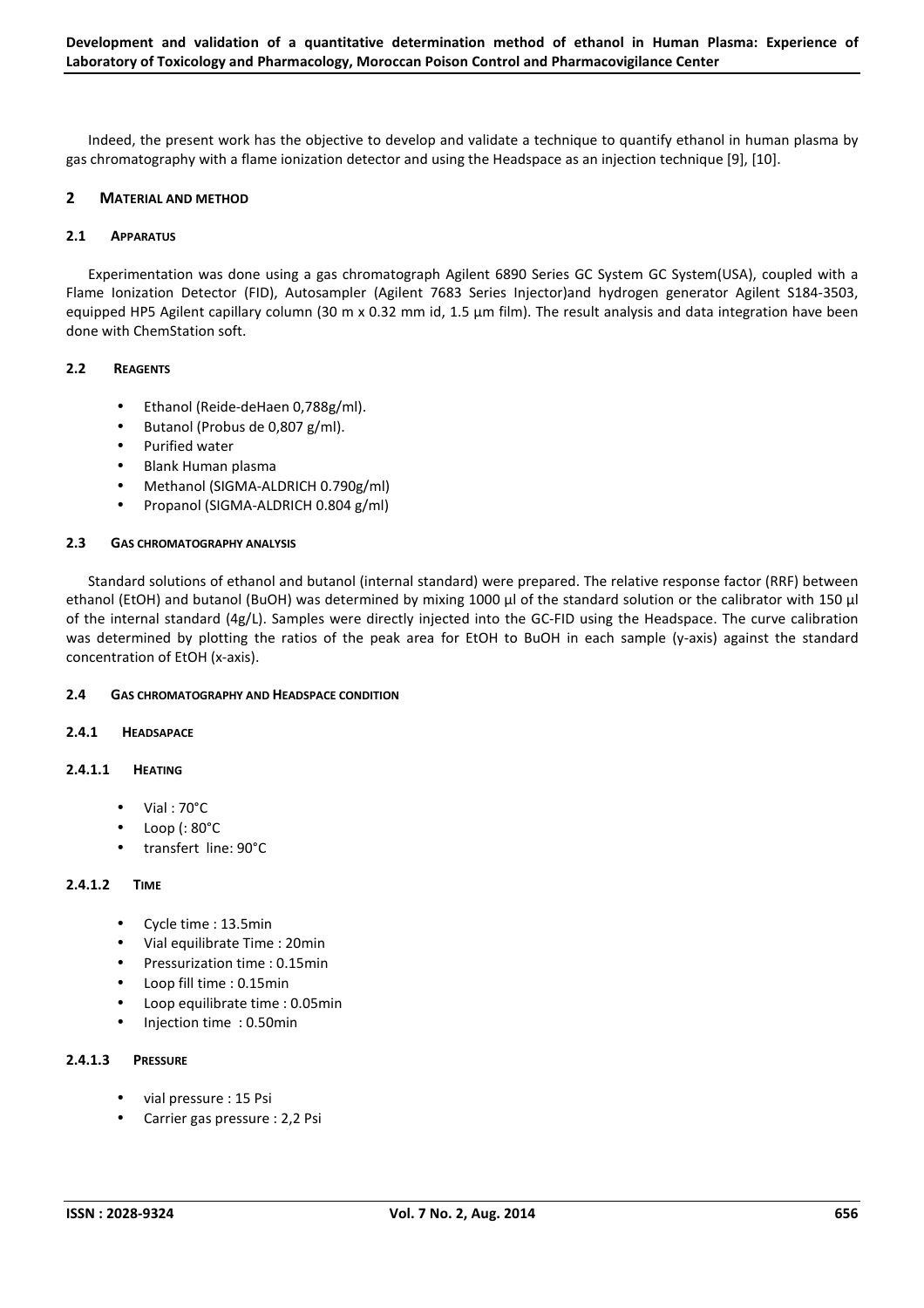Indeed, the present work has the objective to develop and validate a technique to quantify ethanol in human plasma by gas chromatography with a flame ionization detector and using the Headspace as an injection technique [9], [10].

## 2 MATERIAL AND METHOD

### 2.1 APPARATUS

Experimentation was done using a gas chromatograph Agilent 6890 Series GC System GC System(USA), coupled with a Flame Ionization Detector (FID), Autosampler (Agilent 7683 Series Injector)and hydrogen generator Agilent S184-3503, equipped HP5 Agilent capillary column (30 m x 0.32 mm id, 1.5 µm film). The result analysis and data integration have been done with ChemStation soft.

### 2.2 REAGENTS

- Ethanol (Reide-deHaen 0,788g/ml).
- Butanol (Probus de 0,807 g/ml).
- Purified water
- Blank Human plasma
- Methanol (SIGMA-ALDRICH 0.790g/ml)
- Propanol (SIGMA-ALDRICH 0.804 g/ml)

### 2.3 GAS CHROMATOGRAPHY ANALYSIS

Standard solutions of ethanol and butanol (internal standard) were prepared. The relative response factor (RRF) between ethanol (EtOH) and butanol (BuOH) was determined by mixing 1000 µl of the standard solution or the calibrator with 150 µl of the internal standard (4g/L). Samples were directly injected into the GC-FID using the Headspace. The curve calibration was determined by plotting the ratios of the peak area for EtOH to BuOH in each sample (y-axis) against the standard concentration of EtOH (x-axis).

### 2.4 GAS CHROMATOGRAPHY AND HEADSPACE CONDITION

#### 2.4.1 HEADSAPACE

##### 2.4.1.1 HEATING

- Vial : 70°C
- Loop (: 80°C
- transfert line: 90°C

##### 2.4.1.2 TIME

- Cycle time : 13.5min
- Vial equilibrate Time : 20min
- Pressurization time : 0.15min
- Loop fill time : 0.15min
- Loop equilibrate time : 0.05min
- Injection time : 0.50min

##### 2.4.1.3 PRESSURE

- vial pressure : 15 Psi
- Carrier gas pressure : 2,2 Psi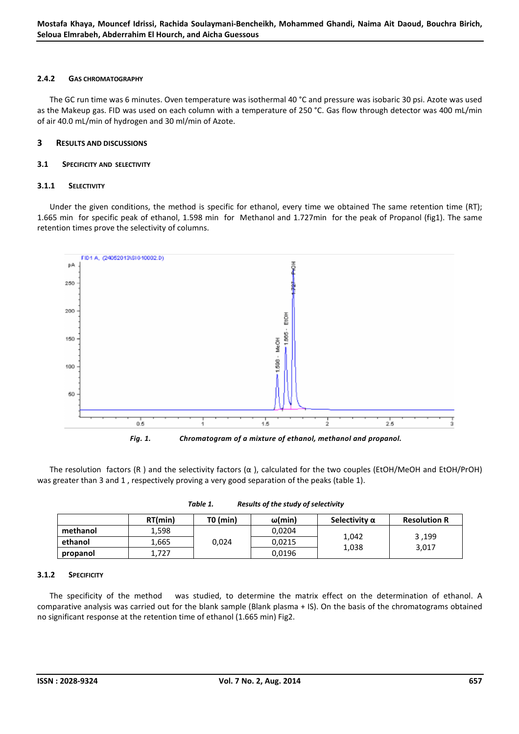#### 2.4.2 GAS CHROMATOGRAPHY

The GC run time was 6 minutes. Oven temperature was isothermal 40 °C and pressure was isobaric 30 psi. Azote was used as the Makeup gas. FID was used on each column with a temperature of 250 °C. Gas flow through detector was 400 mL/min of air 40.0 mL/min of hydrogen and 30 ml/min of Azote.

## 3 RESULTS AND DISCUSSIONS

### 3.1 SPECIFICITY AND SELECTIVITY

#### 3.1.1 SELECTIVITY

Under the given conditions, the method is specific for ethanol, every time we obtained The same retention time (RT); 1.665 min for specific peak of ethanol, 1.598 min for Methanol and 1.727min for the peak of Propanol (fig1). The same retention times prove the selectivity of columns.

***Fig. 1.*** ***Chromatogram of a mixture of ethanol, methanol and propanol.***

The resolution factors (R ) and the selectivity factors (α ), calculated for the two couples (EtOH/MeOH and EtOH/PrOH) was greater than 3 and 1 , respectively proving a very good separation of the peaks (table 1).

***Table 1.*** ***Results of the study of selectivity***

| | RT(min) | T0 (min) | ω(min) | Selectivity α | Resolution R |
|---|---|---|---|---|---|
| **methanol** | 1,598 | 0,024 | 0,0204 | 1,042 | 3 ,199 |
| **ethanol** | 1,665 | | 0,0215 | 1,038 | 3,017 |
| **propanol** | 1,727 | | 0,0196 | | |

#### 3.1.2 SPECIFICITY

The specificity of the method was studied, to determine the matrix effect on the determination of ethanol. A comparative analysis was carried out for the blank sample (Blank plasma + IS). On the basis of the chromatograms obtained no significant response at the retention time of ethanol (1.665 min) Fig2.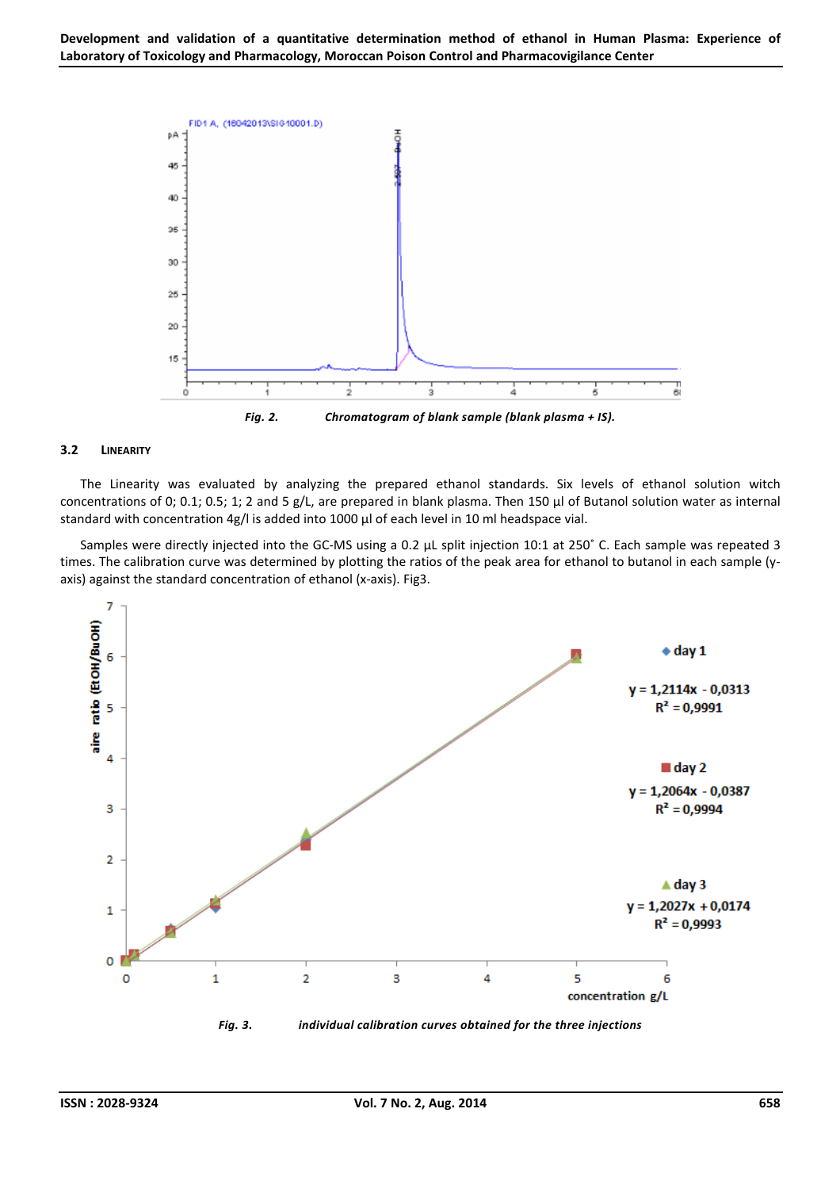Fig. 2. *Chromatogram of blank sample (blank plasma + IS).*

### 3.2 LINEARITY

The Linearity was evaluated by analyzing the prepared ethanol standards. Six levels of ethanol solution witch concentrations of 0; 0.1; 0.5; 1; 2 and 5 g/L, are prepared in blank plasma. Then 150 µl of Butanol solution water as internal standard with concentration 4g/l is added into 1000 µl of each level in 10 ml headspace vial.

Samples were directly injected into the GC-MS using a 0.2 µL split injection 10:1 at 250˚ C. Each sample was repeated 3 times. The calibration curve was determined by plotting the ratios of the peak area for ethanol to butanol in each sample (y-axis) against the standard concentration of ethanol (x-axis). Fig3.

day 1: $y = 1,2114x - 0,0313$, $R^2 = 0,9991$

day 2: $y = 1,2064x - 0,0387$, $R^2 = 0,9994$

day 3: $y = 1,2027x + 0,0174$, $R^2 = 0,9993$

Fig. 3. *individual calibration curves obtained for the three injections*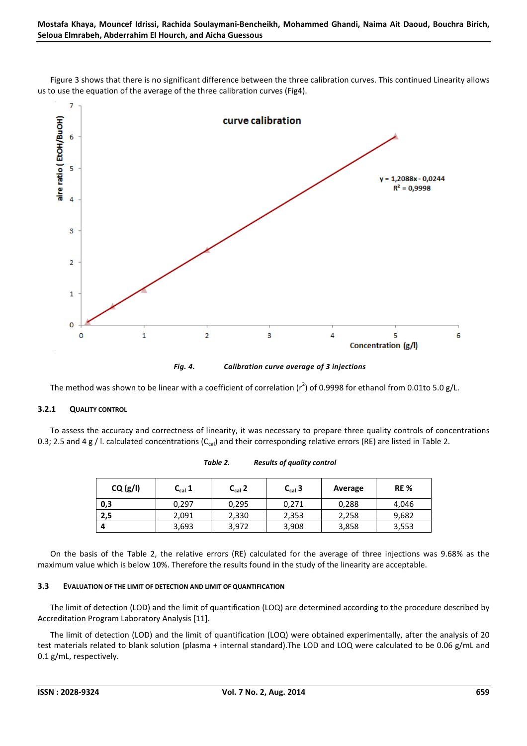Figure 3 shows that there is no significant difference between the three calibration curves. This continued Linearity allows us to use the equation of the average of the three calibration curves (Fig4).

*Fig. 4. Calibration curve average of 3 injections*

The method was shown to be linear with a coefficient of correlation ($r^2$) of 0.9998 for ethanol from 0.01to 5.0 g/L.

### 3.2.1 Quality control

To assess the accuracy and correctness of linearity, it was necessary to prepare three quality controls of concentrations 0.3; 2.5 and 4 g / l. calculated concentrations ($C_{cal}$) and their corresponding relative errors (RE) are listed in Table 2.

*Table 2. Results of quality control*

| CQ (g/l) | $C_{cal}$ 1 | $C_{cal}$ 2 | $C_{cal}$ 3 | Average | RE % |
|---|---|---|---|---|---|
| **0,3** | 0,297 | 0,295 | 0,271 | 0,288 | 4,046 |
| **2,5** | 2,091 | 2,330 | 2,353 | 2,258 | 9,682 |
| **4** | 3,693 | 3,972 | 3,908 | 3,858 | 3,553 |

On the basis of the Table 2, the relative errors (RE) calculated for the average of three injections was 9.68% as the maximum value which is below 10%. Therefore the results found in the study of the linearity are acceptable.

## 3.3 Evaluation of the limit of detection and limit of quantification

The limit of detection (LOD) and the limit of quantification (LOQ) are determined according to the procedure described by Accreditation Program Laboratory Analysis [11].

The limit of detection (LOD) and the limit of quantification (LOQ) were obtained experimentally, after the analysis of 20 test materials related to blank solution (plasma + internal standard).The LOD and LOQ were calculated to be 0.06 g/mL and 0.1 g/mL, respectively.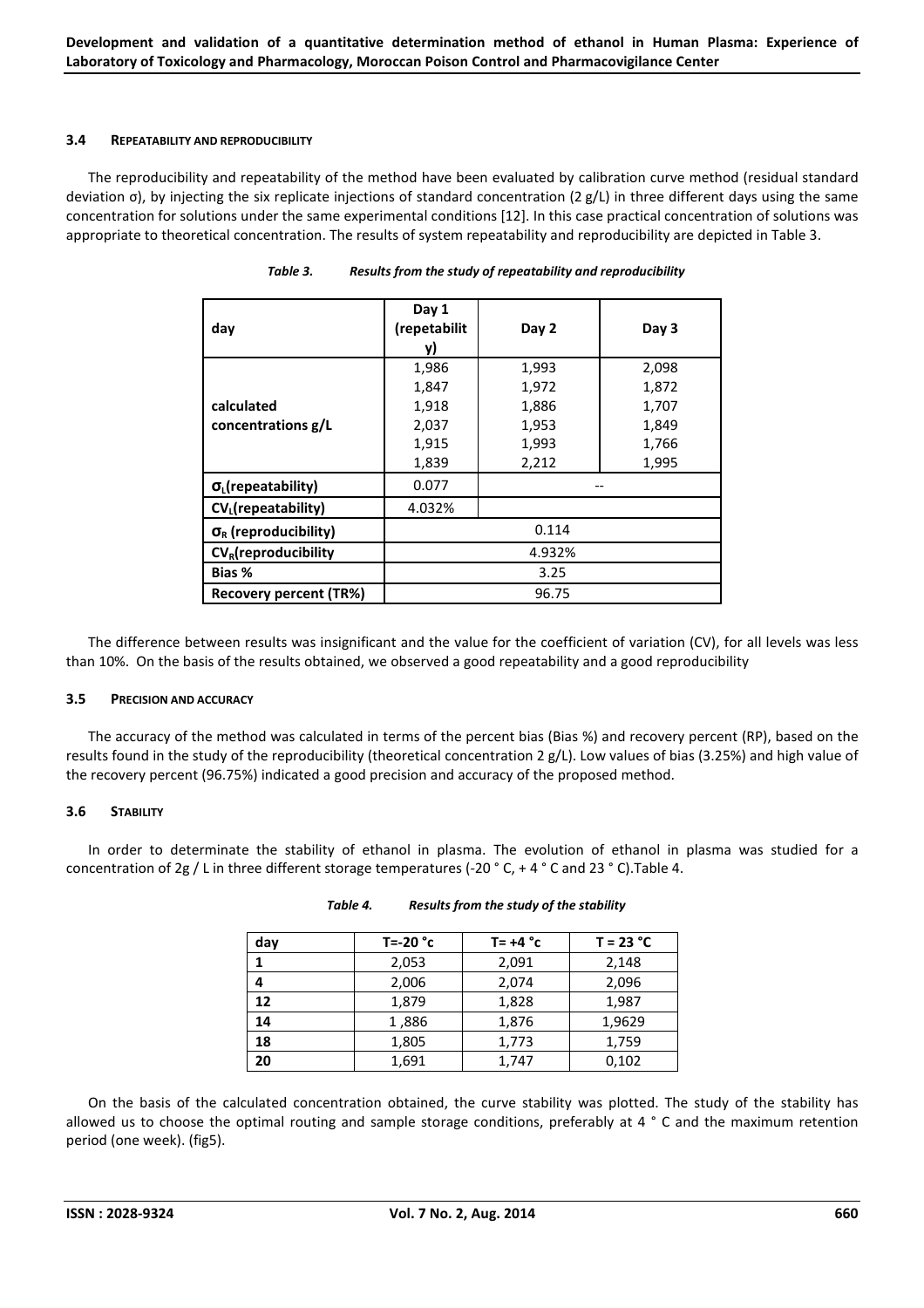### 3.4 Repeatability and Reproducibility

The reproducibility and repeatability of the method have been evaluated by calibration curve method (residual standard deviation σ), by injecting the six replicate injections of standard concentration (2 g/L) in three different days using the same concentration for solutions under the same experimental conditions [12]. In this case practical concentration of solutions was appropriate to theoretical concentration. The results of system repeatability and reproducibility are depicted in Table 3.

*Table 3. Results from the study of repeatability and reproducibility*

| day | Day 1 (repetability) | Day 2 | Day 3 |
|---|---|---|---|
| calculated concentrations g/L | 1,986<br>1,847<br>1,918<br>2,037<br>1,915<br>1,839 | 1,993<br>1,972<br>1,886<br>1,953<br>1,993<br>2,212 | 2,098<br>1,872<br>1,707<br>1,849<br>1,766<br>1,995 |
| $\sigma_L$(repeatability) | 0.077 | -- | |
| $CV_L$(repeatability) | 4.032% | | |
| $\sigma_R$ (reproducibility) | 0.114 | | |
| $CV_R$(reproducibility | 4.932% | | |
| Bias % | 3.25 | | |
| Recovery percent (TR%) | 96.75 | | |

The difference between results was insignificant and the value for the coefficient of variation (CV), for all levels was less than 10%. On the basis of the results obtained, we observed a good repeatability and a good reproducibility

### 3.5 Precision and Accuracy

The accuracy of the method was calculated in terms of the percent bias (Bias %) and recovery percent (RP), based on the results found in the study of the reproducibility (theoretical concentration 2 g/L). Low values of bias (3.25%) and high value of the recovery percent (96.75%) indicated a good precision and accuracy of the proposed method.

### 3.6 Stability

In order to determinate the stability of ethanol in plasma. The evolution of ethanol in plasma was studied for a concentration of 2g / L in three different storage temperatures (-20 ° C, + 4 ° C and 23 ° C).Table 4.

*Table 4. Results from the study of the stability*

| day | T=-20 °c | T= +4 °c | T = 23 °C |
|---|---|---|---|
| 1 | 2,053 | 2,091 | 2,148 |
| 4 | 2,006 | 2,074 | 2,096 |
| 12 | 1,879 | 1,828 | 1,987 |
| 14 | 1 ,886 | 1,876 | 1,9629 |
| 18 | 1,805 | 1,773 | 1,759 |
| 20 | 1,691 | 1,747 | 0,102 |

On the basis of the calculated concentration obtained, the curve stability was plotted. The study of the stability has allowed us to choose the optimal routing and sample storage conditions, preferably at 4 ° C and the maximum retention period (one week). (fig5).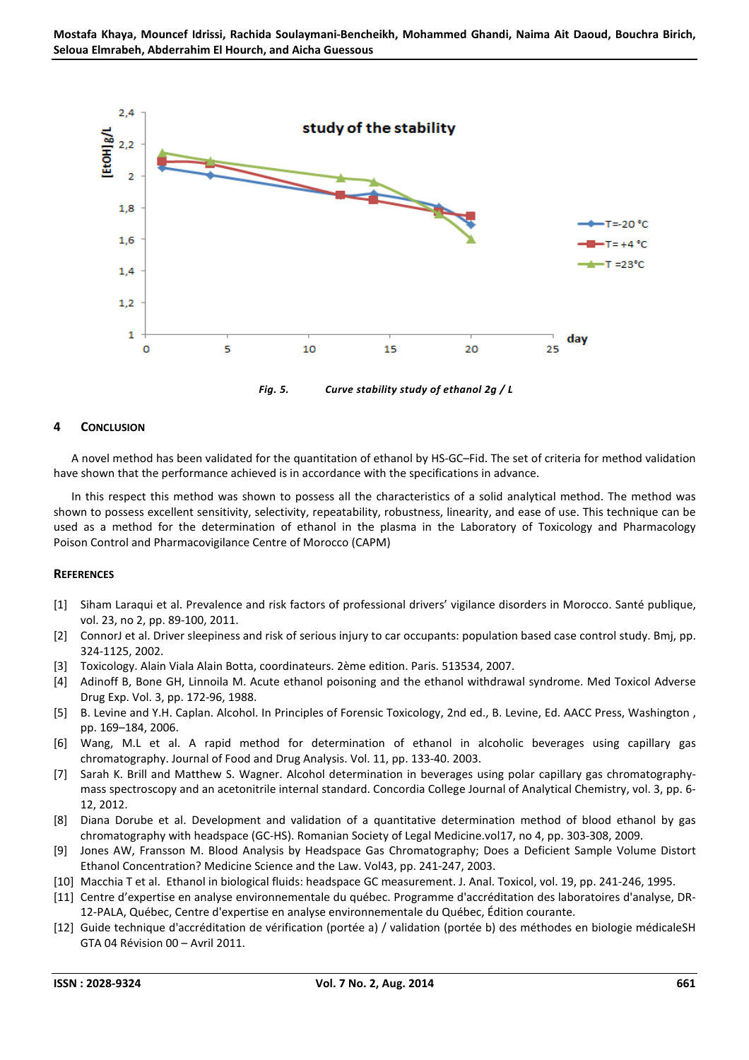study of the stability

[EtOH] g/L

2,4
2,2
2
1,8
1,6
1,4
1,2
1

0 5 10 15 20 25

day

T=-20 °C
T= +4 °C
T =23°C

*Fig. 5. Curve stability study of ethanol 2g / L*

## 4 Conclusion

A novel method has been validated for the quantitation of ethanol by HS-GC–Fid. The set of criteria for method validation have shown that the performance achieved is in accordance with the specifications in advance.

In this respect this method was shown to possess all the characteristics of a solid analytical method. The method was shown to possess excellent sensitivity, selectivity, repeatability, robustness, linearity, and ease of use. This technique can be used as a method for the determination of ethanol in the plasma in the Laboratory of Toxicology and Pharmacology Poison Control and Pharmacovigilance Centre of Morocco (CAPM)

## References

[1] Siham Laraqui et al. Prevalence and risk factors of professional drivers' vigilance disorders in Morocco. Santé publique, vol. 23, no 2, pp. 89-100, 2011.

[2] ConnorJ et al. Driver sleepiness and risk of serious injury to car occupants: population based case control study. Bmj, pp. 324-1125, 2002.

[3] Toxicology. Alain Viala Alain Botta, coordinateurs. 2ème edition. Paris. 513534, 2007.

[4] Adinoff B, Bone GH, Linnoila M. Acute ethanol poisoning and the ethanol withdrawal syndrome. Med Toxicol Adverse Drug Exp. Vol. 3, pp. 172-96, 1988.

[5] B. Levine and Y.H. Caplan. Alcohol. In Principles of Forensic Toxicology, 2nd ed., B. Levine, Ed. AACC Press, Washington , pp. 169–184, 2006.

[6] Wang, M.L et al. A rapid method for determination of ethanol in alcoholic beverages using capillary gas chromatography. Journal of Food and Drug Analysis. Vol. 11, pp. 133-40. 2003.

[7] Sarah K. Brill and Matthew S. Wagner. Alcohol determination in beverages using polar capillary gas chromatography-mass spectroscopy and an acetonitrile internal standard. Concordia College Journal of Analytical Chemistry, vol. 3, pp. 6-12, 2012.

[8] Diana Dorube et al. Development and validation of a quantitative determination method of blood ethanol by gas chromatography with headspace (GC-HS). Romanian Society of Legal Medicine.vol17, no 4, pp. 303-308, 2009.

[9] Jones AW, Fransson M. Blood Analysis by Headspace Gas Chromatography; Does a Deficient Sample Volume Distort Ethanol Concentration? Medicine Science and the Law. Vol43, pp. 241-247, 2003.

[10] Macchia T et al. Ethanol in biological fluids: headspace GC measurement. J. Anal. Toxicol, vol. 19, pp. 241-246, 1995.

[11] Centre d'expertise en analyse environnementale du québec. Programme d'accréditation des laboratoires d'analyse, DR-12-PALA, Québec, Centre d'expertise en analyse environnementale du Québec, Édition courante.

[12] Guide technique d'accréditation de vérification (portée a) / validation (portée b) des méthodes en biologie médicaleSH GTA 04 Révision 00 – Avril 2011.